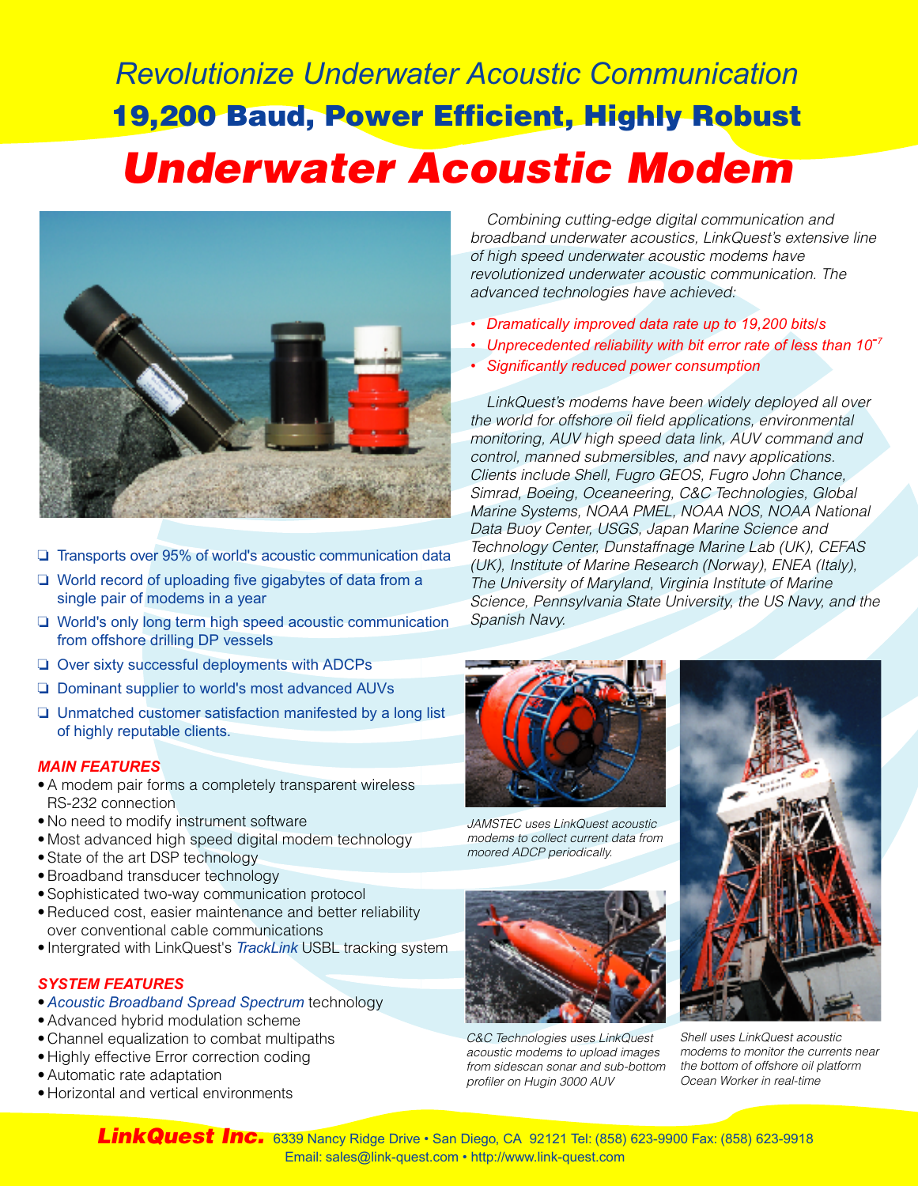*Revolutionize Underwater Acoustic Communication*

**19,200 Baud, Power Efficient, Highly Robust**

# *Underwater Acoustic Modem*

*Combining cutting-edge digital communication and broadband underwater acoustics, LinkQuest's extensive line of high speed underwater acoustic modems have revolutionized underwater acoustic communication. The advanced technologies have achieved:*

- *Dramatically improved data rate up to 19,200 bits/s*
- *Unprecedented reliability with bit error rate of less than $10^{-7}$*
- *Significantly reduced power consumption*

*LinkQuest's modems have been widely deployed all over the world for offshore oil field applications, environmental monitoring, AUV high speed data link, AUV command and control, manned submersibles, and navy applications. Clients include Shell, Fugro GEOS, Fugro John Chance, Simrad, Boeing, Oceaneering, C&C Technologies, Global Marine Systems, NOAA PMEL, NOAA NOS, NOAA National Data Buoy Center, USGS, Japan Marine Science and Technology Center, Dunstaffnage Marine Lab (UK), CEFAS (UK), Institute of Marine Research (Norway), ENEA (Italy), The University of Maryland, Virginia Institute of Marine Science, Pennsylvania State University, the US Navy, and the Spanish Navy.*

- Transports over 95% of world's acoustic communication data
- World record of uploading five gigabytes of data from a single pair of modems in a year
- World's only long term high speed acoustic communication from offshore drilling DP vessels
- Over sixty successful deployments with ADCPs
- Dominant supplier to world's most advanced AUVs
- Unmatched customer satisfaction manifested by a long list of highly reputable clients.

### *MAIN FEATURES*

- A modem pair forms a completely transparent wireless RS-232 connection
- No need to modify instrument software
- Most advanced high speed digital modem technology
- State of the art DSP technology
- Broadband transducer technology
- Sophisticated two-way communication protocol
- Reduced cost, easier maintenance and better reliability over conventional cable communications
- Intergrated with LinkQuest's *TrackLink* USBL tracking system

### *SYSTEM FEATURES*

- *Acoustic Broadband Spread Spectrum* technology
- Advanced hybrid modulation scheme
- Channel equalization to combat multipaths
- Highly effective Error correction coding
- Automatic rate adaptation
- Horizontal and vertical environments

*JAMSTEC uses LinkQuest acoustic modems to collect current data from moored ADCP periodically.*

*C&C Technologies uses LinkQuest acoustic modems to upload images from sidescan sonar and sub-bottom profiler on Hugin 3000 AUV*

*Shell uses LinkQuest acoustic modems to monitor the currents near the bottom of offshore oil platform Ocean Worker in real-time*

***LinkQuest Inc.*** 6339 Nancy Ridge Drive • San Diego, CA 92121 Tel: (858) 623-9900 Fax: (858) 623-9918
Email: sales@link-quest.com • http://www.link-quest.com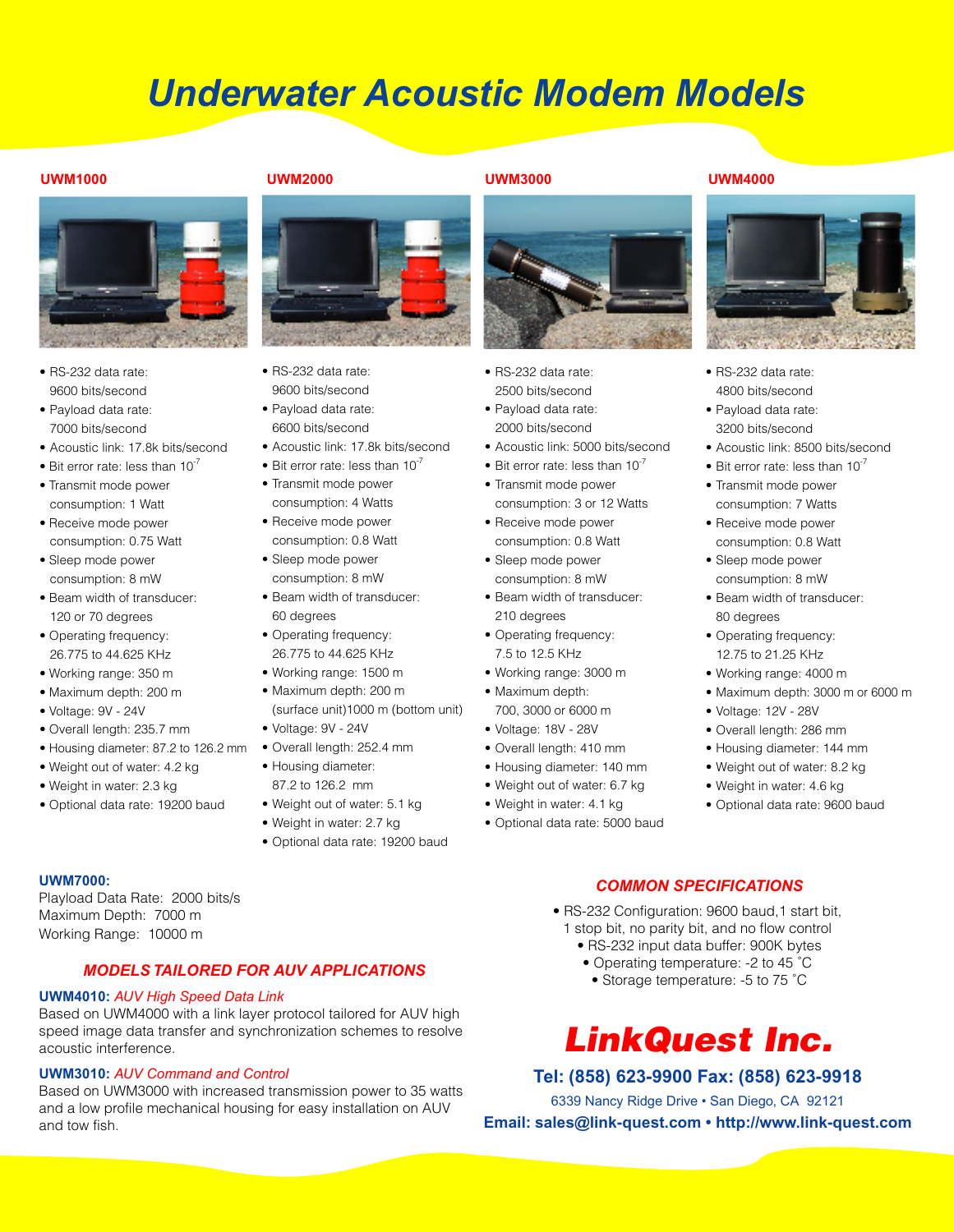# Underwater Acoustic Modem Models

## UWM1000

- RS-232 data rate: 9600 bits/second
- Payload data rate: 7000 bits/second
- Acoustic link: 17.8k bits/second
- Bit error rate: less than $10^{-7}$
- Transmit mode power consumption: 1 Watt
- Receive mode power consumption: 0.75 Watt
- Sleep mode power consumption: 8 mW
- Beam width of transducer: 120 or 70 degrees
- Operating frequency: 26.775 to 44.625 KHz
- Working range: 350 m
- Maximum depth: 200 m
- Voltage: 9V - 24V
- Overall length: 235.7 mm
- Housing diameter: 87.2 to 126.2 mm
- Weight out of water: 4.2 kg
- Weight in water: 2.3 kg
- Optional data rate: 19200 baud

## UWM2000

- RS-232 data rate: 9600 bits/second
- Payload data rate: 6600 bits/second
- Acoustic link: 17.8k bits/second
- Bit error rate: less than $10^{-7}$
- Transmit mode power consumption: 4 Watts
- Receive mode power consumption: 0.8 Watt
- Sleep mode power consumption: 8 mW
- Beam width of transducer: 60 degrees
- Operating frequency: 26.775 to 44.625 KHz
- Working range: 1500 m
- Maximum depth: 200 m (surface unit)1000 m (bottom unit)
- Voltage: 9V - 24V
- Overall length: 252.4 mm
- Housing diameter: 87.2 to 126.2 mm
- Weight out of water: 5.1 kg
- Weight in water: 2.7 kg
- Optional data rate: 19200 baud

## UWM3000

- RS-232 data rate: 2500 bits/second
- Payload data rate: 2000 bits/second
- Acoustic link: 5000 bits/second
- Bit error rate: less than $10^{-7}$
- Transmit mode power consumption: 3 or 12 Watts
- Receive mode power consumption: 0.8 Watt
- Sleep mode power consumption: 8 mW
- Beam width of transducer: 210 degrees
- Operating frequency: 7.5 to 12.5 KHz
- Working range: 3000 m
- Maximum depth: 700, 3000 or 6000 m
- Voltage: 18V - 28V
- Overall length: 410 mm
- Housing diameter: 140 mm
- Weight out of water: 6.7 kg
- Weight in water: 4.1 kg
- Optional data rate: 5000 baud

## UWM4000

- RS-232 data rate: 4800 bits/second
- Payload data rate: 3200 bits/second
- Acoustic link: 8500 bits/second
- Bit error rate: less than $10^{-7}$
- Transmit mode power consumption: 7 Watts
- Receive mode power consumption: 0.8 Watt
- Sleep mode power consumption: 8 mW
- Beam width of transducer: 80 degrees
- Operating frequency: 12.75 to 21.25 KHz
- Working range: 4000 m
- Maximum depth: 3000 m or 6000 m
- Voltage: 12V - 28V
- Overall length: 286 mm
- Housing diameter: 144 mm
- Weight out of water: 8.2 kg
- Weight in water: 4.6 kg
- Optional data rate: 9600 baud

## UWM7000:

Playload Data Rate: 2000 bits/s
Maximum Depth: 7000 m
Working Range: 10000 m

## MODELS TAILORED FOR AUV APPLICATIONS

**UWM4010:** *AUV High Speed Data Link*
Based on UWM4000 with a link layer protocol tailored for AUV high speed image data transfer and synchronization schemes to resolve acoustic interference.

**UWM3010:** *AUV Command and Control*
Based on UWM3000 with increased transmission power to 35 watts and a low profile mechanical housing for easy installation on AUV and tow fish.

## COMMON SPECIFICATIONS

- RS-232 Configuration: 9600 baud,1 start bit, 1 stop bit, no parity bit, and no flow control
- RS-232 input data buffer: 900K bytes
- Operating temperature: -2 to 45 ˚C
- Storage temperature: -5 to 75 ˚C

# LinkQuest Inc.

**Tel: (858) 623-9900 Fax: (858) 623-9918**

6339 Nancy Ridge Drive • San Diego, CA 92121

**Email: sales@link-quest.com • http://www.link-quest.com**